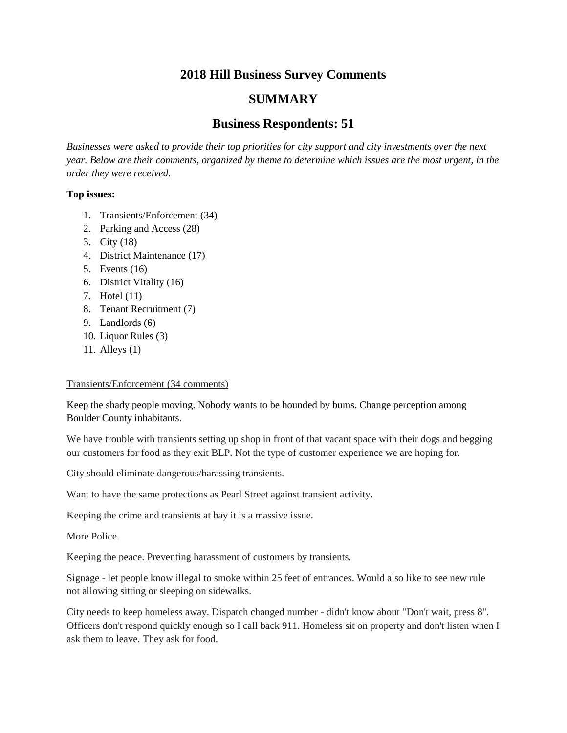# 2018 Hill Business Survey Comments

## SUMMARY

## Business Respondents: 51

*Businesses were asked to provide their top priorities for city support and city investments over the next year. Below are their comments, organized by theme to determine which issues are the most urgent, in the order they were received.*

**Top issues:**

1. Transients/Enforcement (34)
2. Parking and Access (28)
3. City (18)
4. District Maintenance (17)
5. Events (16)
6. District Vitality (16)
7. Hotel (11)
8. Tenant Recruitment (7)
9. Landlords (6)
10. Liquor Rules (3)
11. Alleys (1)

Transients/Enforcement (34 comments)

Keep the shady people moving. Nobody wants to be hounded by bums. Change perception among Boulder County inhabitants.

We have trouble with transients setting up shop in front of that vacant space with their dogs and begging our customers for food as they exit BLP. Not the type of customer experience we are hoping for.

City should eliminate dangerous/harassing transients.

Want to have the same protections as Pearl Street against transient activity.

Keeping the crime and transients at bay it is a massive issue.

More Police.

Keeping the peace. Preventing harassment of customers by transients.

Signage - let people know illegal to smoke within 25 feet of entrances. Would also like to see new rule not allowing sitting or sleeping on sidewalks.

City needs to keep homeless away. Dispatch changed number - didn't know about "Don't wait, press 8". Officers don't respond quickly enough so I call back 911. Homeless sit on property and don't listen when I ask them to leave. They ask for food.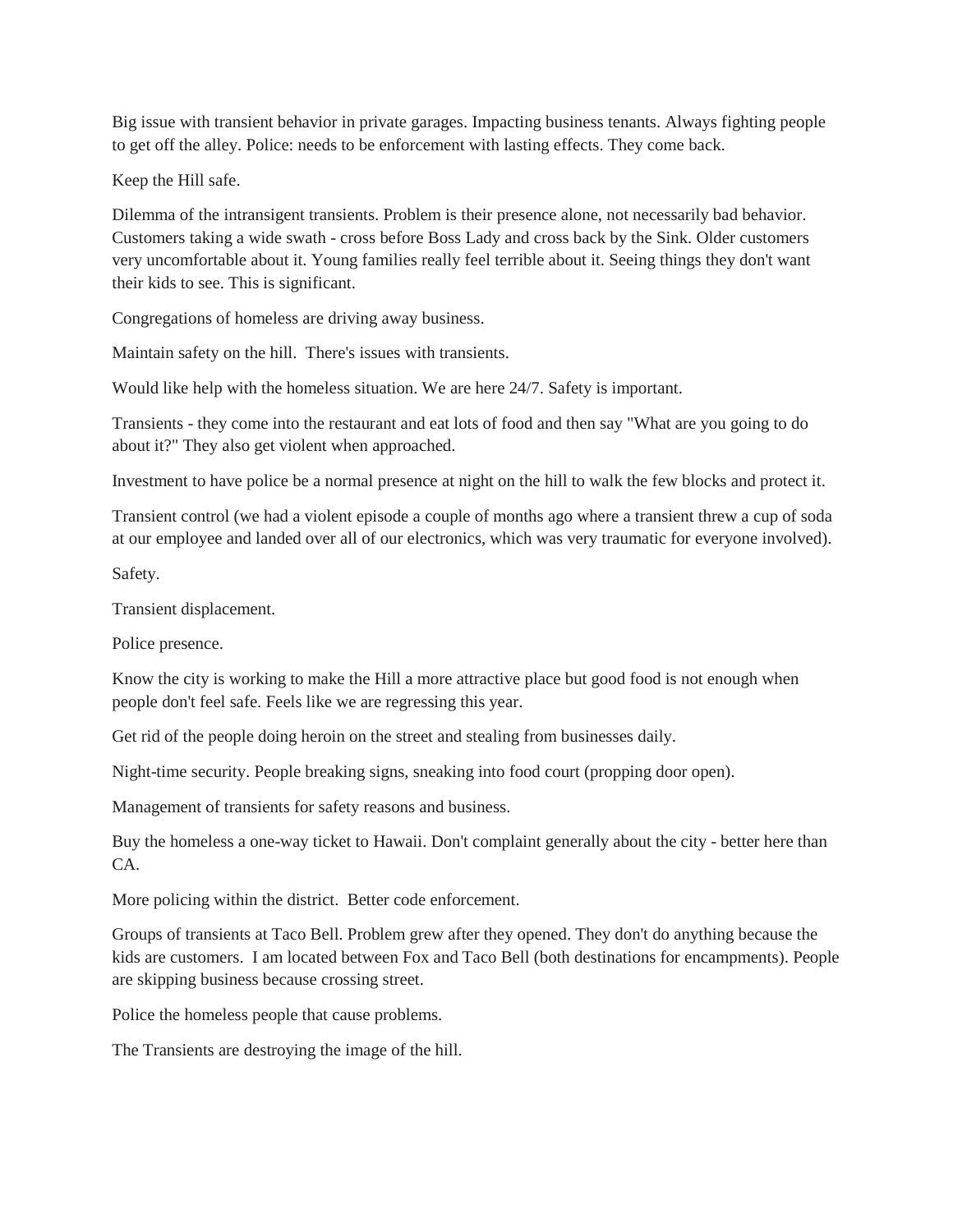Big issue with transient behavior in private garages. Impacting business tenants. Always fighting people to get off the alley. Police: needs to be enforcement with lasting effects. They come back.

Keep the Hill safe.

Dilemma of the intransigent transients. Problem is their presence alone, not necessarily bad behavior. Customers taking a wide swath - cross before Boss Lady and cross back by the Sink. Older customers very uncomfortable about it. Young families really feel terrible about it. Seeing things they don't want their kids to see. This is significant.

Congregations of homeless are driving away business.

Maintain safety on the hill.  There's issues with transients.

Would like help with the homeless situation. We are here 24/7. Safety is important.

Transients - they come into the restaurant and eat lots of food and then say "What are you going to do about it?" They also get violent when approached.

Investment to have police be a normal presence at night on the hill to walk the few blocks and protect it.

Transient control (we had a violent episode a couple of months ago where a transient threw a cup of soda at our employee and landed over all of our electronics, which was very traumatic for everyone involved).

Safety.

Transient displacement.

Police presence.

Know the city is working to make the Hill a more attractive place but good food is not enough when people don't feel safe. Feels like we are regressing this year.

Get rid of the people doing heroin on the street and stealing from businesses daily.

Night-time security. People breaking signs, sneaking into food court (propping door open).

Management of transients for safety reasons and business.

Buy the homeless a one-way ticket to Hawaii. Don't complaint generally about the city - better here than CA.

More policing within the district.  Better code enforcement.

Groups of transients at Taco Bell. Problem grew after they opened. They don't do anything because the kids are customers.  I am located between Fox and Taco Bell (both destinations for encampments). People are skipping business because crossing street.

Police the homeless people that cause problems.

The Transients are destroying the image of the hill.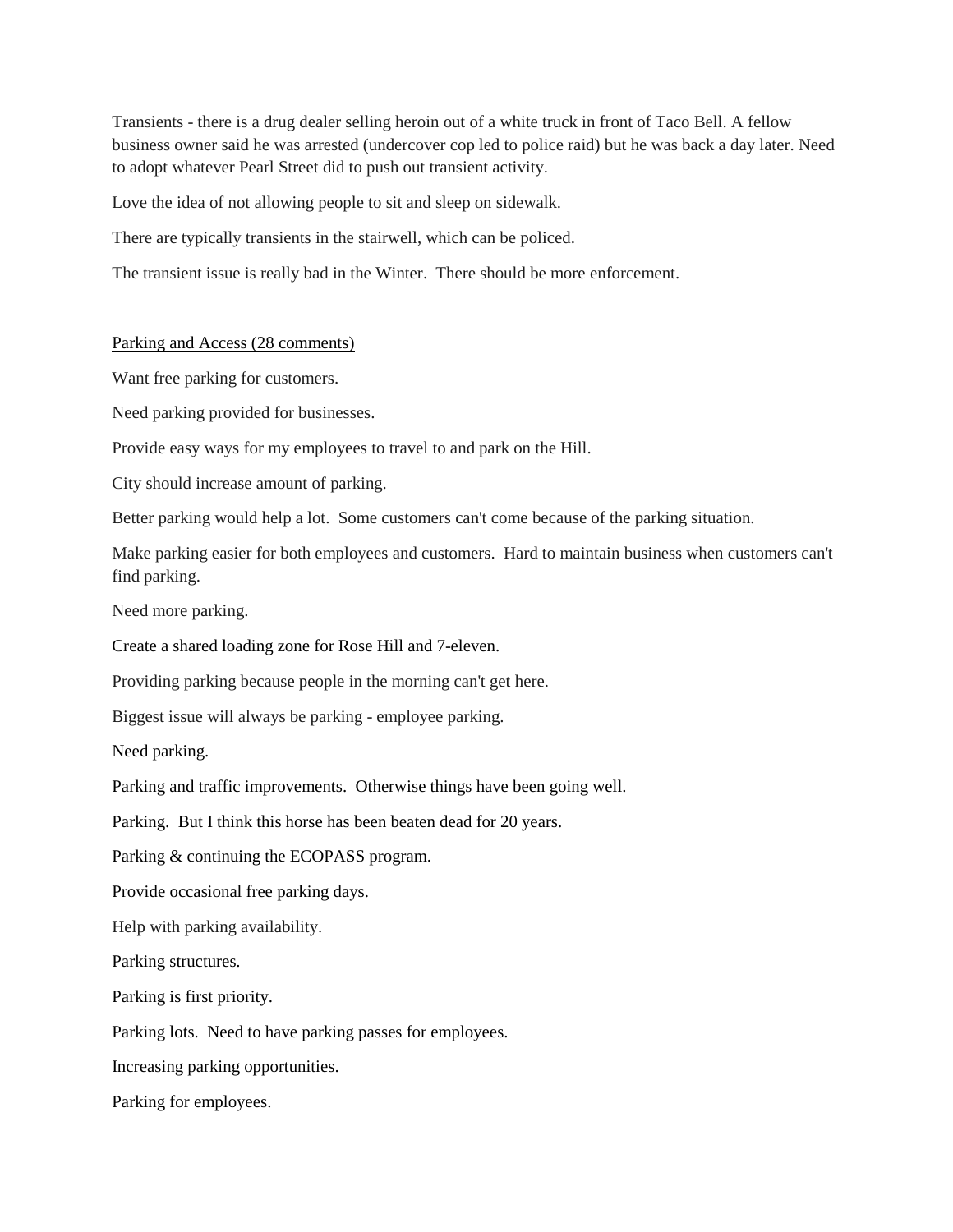Transients - there is a drug dealer selling heroin out of a white truck in front of Taco Bell. A fellow business owner said he was arrested (undercover cop led to police raid) but he was back a day later. Need to adopt whatever Pearl Street did to push out transient activity.

Love the idea of not allowing people to sit and sleep on sidewalk.

There are typically transients in the stairwell, which can be policed.

The transient issue is really bad in the Winter. There should be more enforcement.

<u>Parking and Access (28 comments)</u>

Want free parking for customers.

Need parking provided for businesses.

Provide easy ways for my employees to travel to and park on the Hill.

City should increase amount of parking.

Better parking would help a lot. Some customers can't come because of the parking situation.

Make parking easier for both employees and customers. Hard to maintain business when customers can't find parking.

Need more parking.

Create a shared loading zone for Rose Hill and 7-eleven.

Providing parking because people in the morning can't get here.

Biggest issue will always be parking - employee parking.

Need parking.

Parking and traffic improvements. Otherwise things have been going well.

Parking. But I think this horse has been beaten dead for 20 years.

Parking & continuing the ECOPASS program.

Provide occasional free parking days.

Help with parking availability.

Parking structures.

Parking is first priority.

Parking lots. Need to have parking passes for employees.

Increasing parking opportunities.

Parking for employees.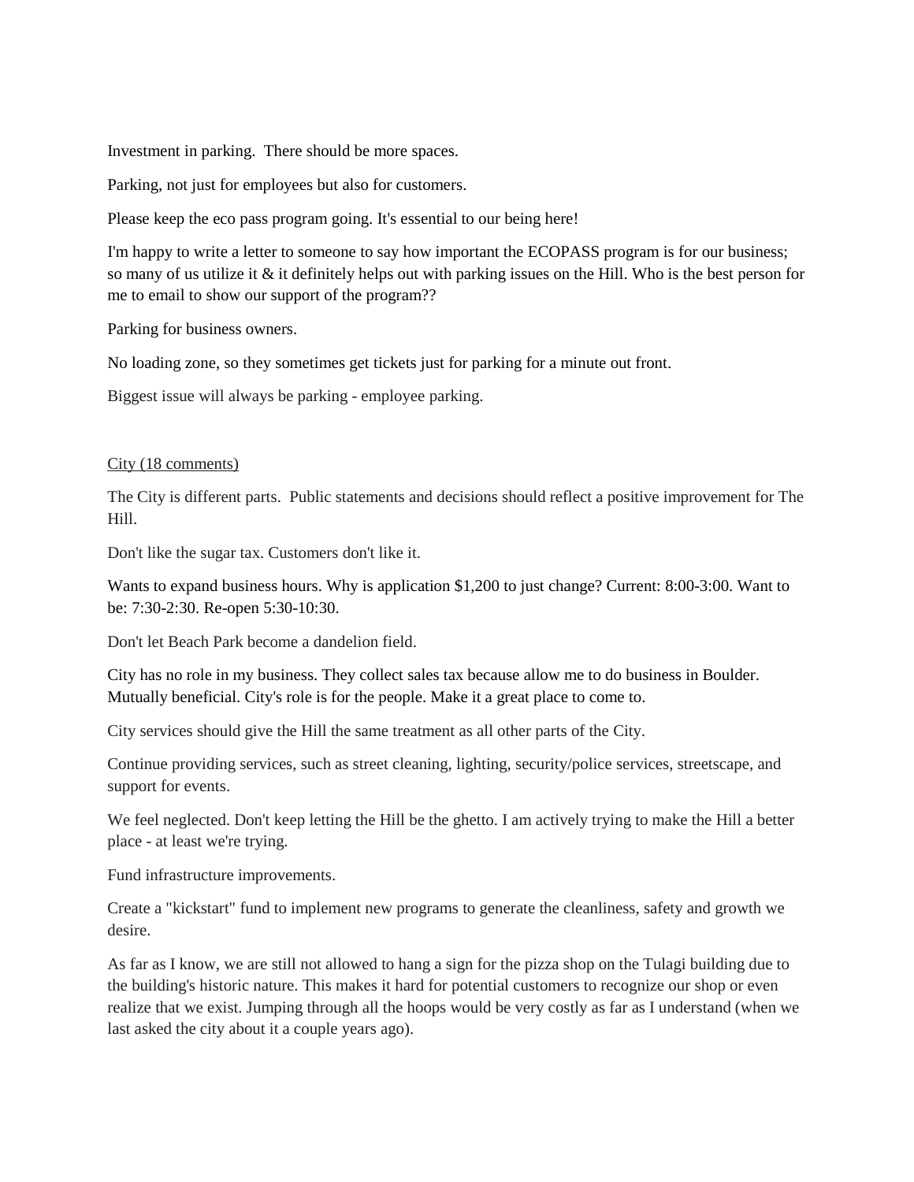Investment in parking. There should be more spaces.

Parking, not just for employees but also for customers.

Please keep the eco pass program going. It's essential to our being here!

I'm happy to write a letter to someone to say how important the ECOPASS program is for our business; so many of us utilize it & it definitely helps out with parking issues on the Hill. Who is the best person for me to email to show our support of the program??

Parking for business owners.

No loading zone, so they sometimes get tickets just for parking for a minute out front.

Biggest issue will always be parking - employee parking.

<u>City (18 comments)</u>

The City is different parts. Public statements and decisions should reflect a positive improvement for The Hill.

Don't like the sugar tax. Customers don't like it.

Wants to expand business hours. Why is application $1,200 to just change? Current: 8:00-3:00. Want to be: 7:30-2:30. Re-open 5:30-10:30.

Don't let Beach Park become a dandelion field.

City has no role in my business. They collect sales tax because allow me to do business in Boulder. Mutually beneficial. City's role is for the people. Make it a great place to come to.

City services should give the Hill the same treatment as all other parts of the City.

Continue providing services, such as street cleaning, lighting, security/police services, streetscape, and support for events.

We feel neglected. Don't keep letting the Hill be the ghetto. I am actively trying to make the Hill a better place - at least we're trying.

Fund infrastructure improvements.

Create a "kickstart" fund to implement new programs to generate the cleanliness, safety and growth we desire.

As far as I know, we are still not allowed to hang a sign for the pizza shop on the Tulagi building due to the building's historic nature. This makes it hard for potential customers to recognize our shop or even realize that we exist. Jumping through all the hoops would be very costly as far as I understand (when we last asked the city about it a couple years ago).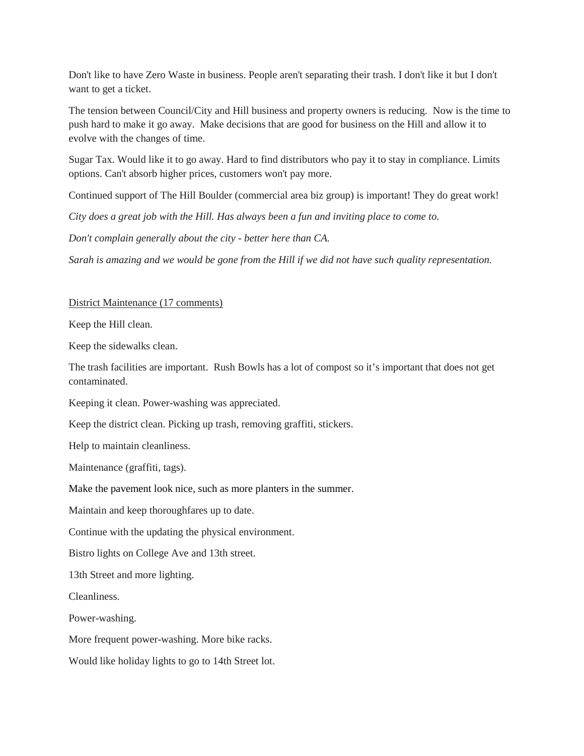Don't like to have Zero Waste in business. People aren't separating their trash. I don't like it but I don't want to get a ticket.

The tension between Council/City and Hill business and property owners is reducing. Now is the time to push hard to make it go away. Make decisions that are good for business on the Hill and allow it to evolve with the changes of time.

Sugar Tax. Would like it to go away. Hard to find distributors who pay it to stay in compliance. Limits options. Can't absorb higher prices, customers won't pay more.

Continued support of The Hill Boulder (commercial area biz group) is important! They do great work!

*City does a great job with the Hill. Has always been a fun and inviting place to come to.*

*Don't complain generally about the city - better here than CA.*

*Sarah is amazing and we would be gone from the Hill if we did not have such quality representation.*

<u>District Maintenance (17 comments)</u>

Keep the Hill clean.

Keep the sidewalks clean.

The trash facilities are important. Rush Bowls has a lot of compost so it's important that does not get contaminated.

Keeping it clean. Power-washing was appreciated.

Keep the district clean. Picking up trash, removing graffiti, stickers.

Help to maintain cleanliness.

Maintenance (graffiti, tags).

Make the pavement look nice, such as more planters in the summer.

Maintain and keep thoroughfares up to date.

Continue with the updating the physical environment.

Bistro lights on College Ave and 13th street.

13th Street and more lighting.

Cleanliness.

Power-washing.

More frequent power-washing. More bike racks.

Would like holiday lights to go to 14th Street lot.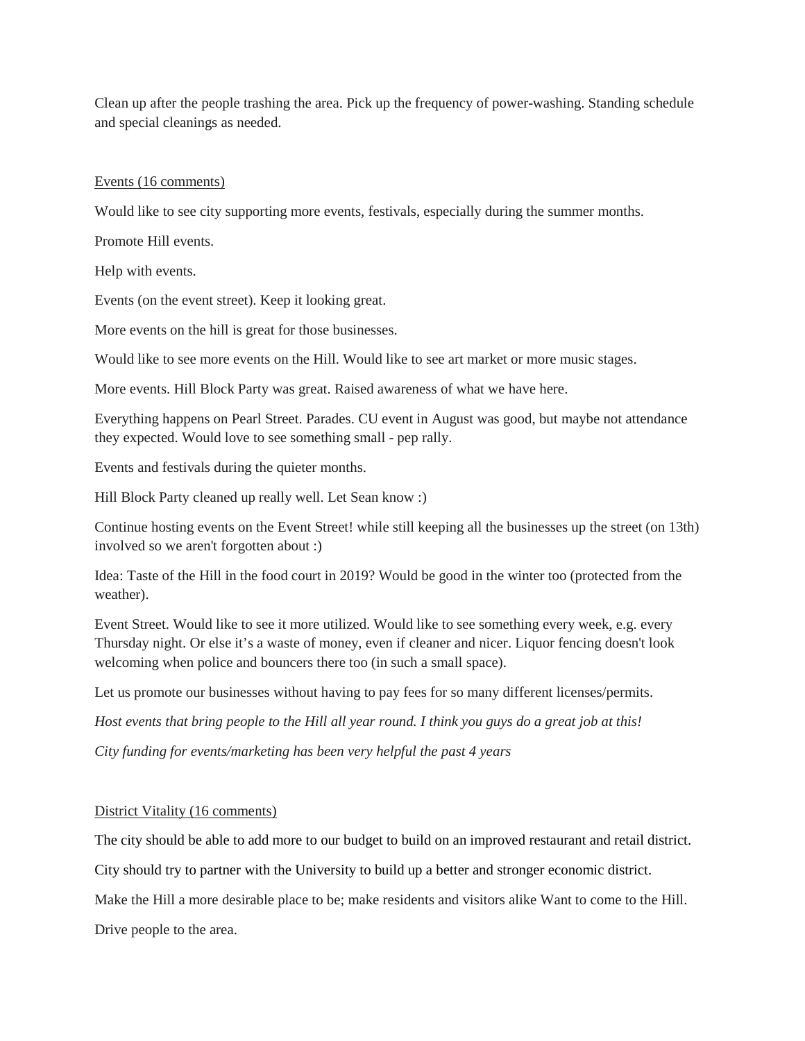Clean up after the people trashing the area. Pick up the frequency of power-washing. Standing schedule and special cleanings as needed.

Events (16 comments)

Would like to see city supporting more events, festivals, especially during the summer months.

Promote Hill events.

Help with events.

Events (on the event street). Keep it looking great.

More events on the hill is great for those businesses.

Would like to see more events on the Hill. Would like to see art market or more music stages.

More events. Hill Block Party was great. Raised awareness of what we have here.

Everything happens on Pearl Street. Parades. CU event in August was good, but maybe not attendance they expected. Would love to see something small - pep rally.

Events and festivals during the quieter months.

Hill Block Party cleaned up really well. Let Sean know :)

Continue hosting events on the Event Street! while still keeping all the businesses up the street (on 13th) involved so we aren't forgotten about :)

Idea: Taste of the Hill in the food court in 2019? Would be good in the winter too (protected from the weather).

Event Street. Would like to see it more utilized. Would like to see something every week, e.g. every Thursday night. Or else it's a waste of money, even if cleaner and nicer. Liquor fencing doesn't look welcoming when police and bouncers there too (in such a small space).

Let us promote our businesses without having to pay fees for so many different licenses/permits.

*Host events that bring people to the Hill all year round. I think you guys do a great job at this!*

*City funding for events/marketing has been very helpful the past 4 years*

District Vitality (16 comments)

The city should be able to add more to our budget to build on an improved restaurant and retail district.

City should try to partner with the University to build up a better and stronger economic district.

Make the Hill a more desirable place to be; make residents and visitors alike Want to come to the Hill.

Drive people to the area.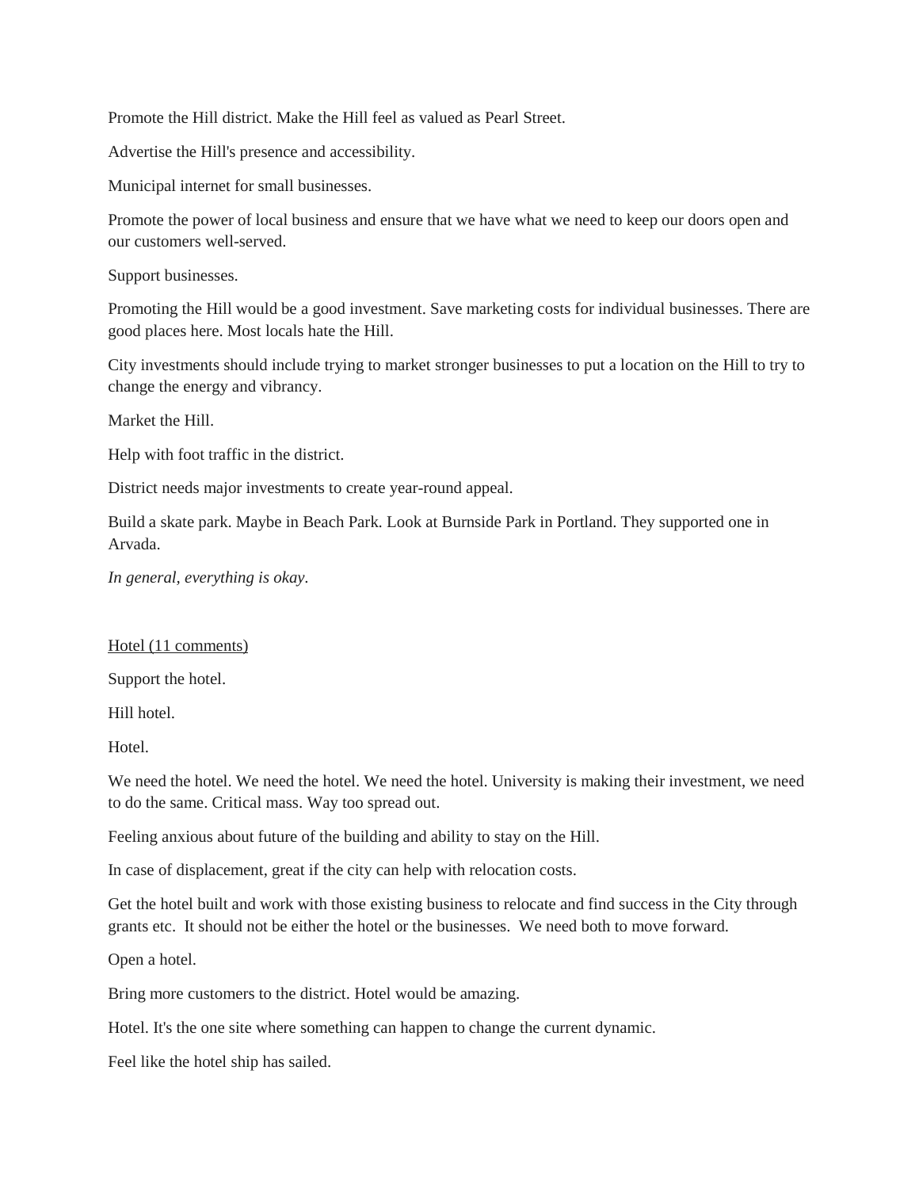Promote the Hill district. Make the Hill feel as valued as Pearl Street.

Advertise the Hill's presence and accessibility.

Municipal internet for small businesses.

Promote the power of local business and ensure that we have what we need to keep our doors open and our customers well-served.

Support businesses.

Promoting the Hill would be a good investment. Save marketing costs for individual businesses. There are good places here. Most locals hate the Hill.

City investments should include trying to market stronger businesses to put a location on the Hill to try to change the energy and vibrancy.

Market the Hill.

Help with foot traffic in the district.

District needs major investments to create year-round appeal.

Build a skate park. Maybe in Beach Park. Look at Burnside Park in Portland. They supported one in Arvada.

*In general, everything is okay.*

<u>Hotel (11 comments)</u>

Support the hotel.

Hill hotel.

Hotel.

We need the hotel. We need the hotel. We need the hotel. University is making their investment, we need to do the same. Critical mass. Way too spread out.

Feeling anxious about future of the building and ability to stay on the Hill.

In case of displacement, great if the city can help with relocation costs.

Get the hotel built and work with those existing business to relocate and find success in the City through grants etc. It should not be either the hotel or the businesses. We need both to move forward.

Open a hotel.

Bring more customers to the district. Hotel would be amazing.

Hotel. It's the one site where something can happen to change the current dynamic.

Feel like the hotel ship has sailed.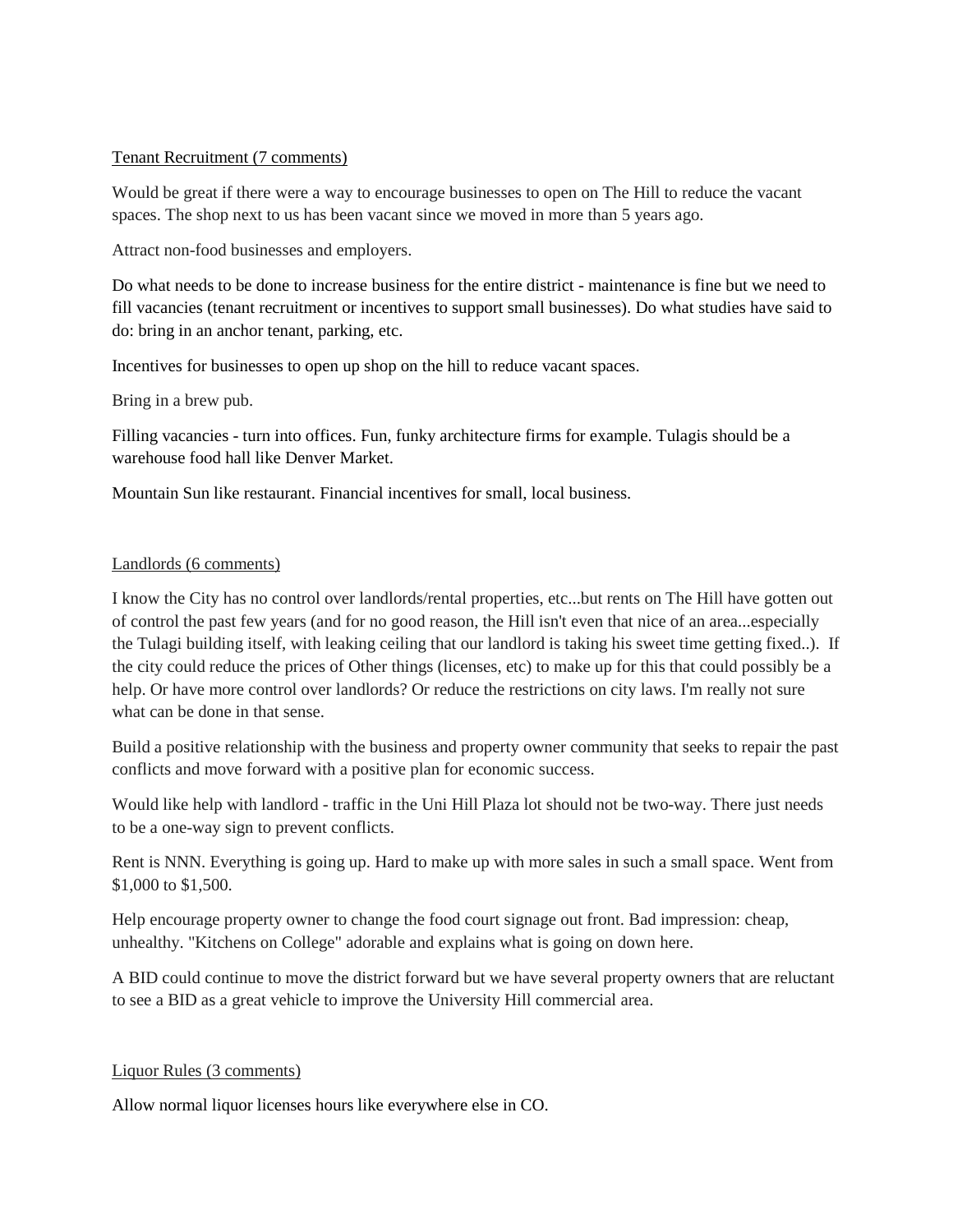<u>Tenant Recruitment (7 comments)</u>

Would be great if there were a way to encourage businesses to open on The Hill to reduce the vacant spaces. The shop next to us has been vacant since we moved in more than 5 years ago.

Attract non-food businesses and employers.

Do what needs to be done to increase business for the entire district - maintenance is fine but we need to fill vacancies (tenant recruitment or incentives to support small businesses). Do what studies have said to do: bring in an anchor tenant, parking, etc.

Incentives for businesses to open up shop on the hill to reduce vacant spaces.

Bring in a brew pub.

Filling vacancies - turn into offices. Fun, funky architecture firms for example. Tulagis should be a warehouse food hall like Denver Market.

Mountain Sun like restaurant. Financial incentives for small, local business.

<u>Landlords (6 comments)</u>

I know the City has no control over landlords/rental properties, etc...but rents on The Hill have gotten out of control the past few years (and for no good reason, the Hill isn't even that nice of an area...especially the Tulagi building itself, with leaking ceiling that our landlord is taking his sweet time getting fixed..). If the city could reduce the prices of Other things (licenses, etc) to make up for this that could possibly be a help. Or have more control over landlords? Or reduce the restrictions on city laws. I'm really not sure what can be done in that sense.

Build a positive relationship with the business and property owner community that seeks to repair the past conflicts and move forward with a positive plan for economic success.

Would like help with landlord - traffic in the Uni Hill Plaza lot should not be two-way. There just needs to be a one-way sign to prevent conflicts.

Rent is NNN. Everything is going up. Hard to make up with more sales in such a small space. Went from $1,000 to $1,500.

Help encourage property owner to change the food court signage out front. Bad impression: cheap, unhealthy. "Kitchens on College" adorable and explains what is going on down here.

A BID could continue to move the district forward but we have several property owners that are reluctant to see a BID as a great vehicle to improve the University Hill commercial area.

<u>Liquor Rules (3 comments)</u>

Allow normal liquor licenses hours like everywhere else in CO.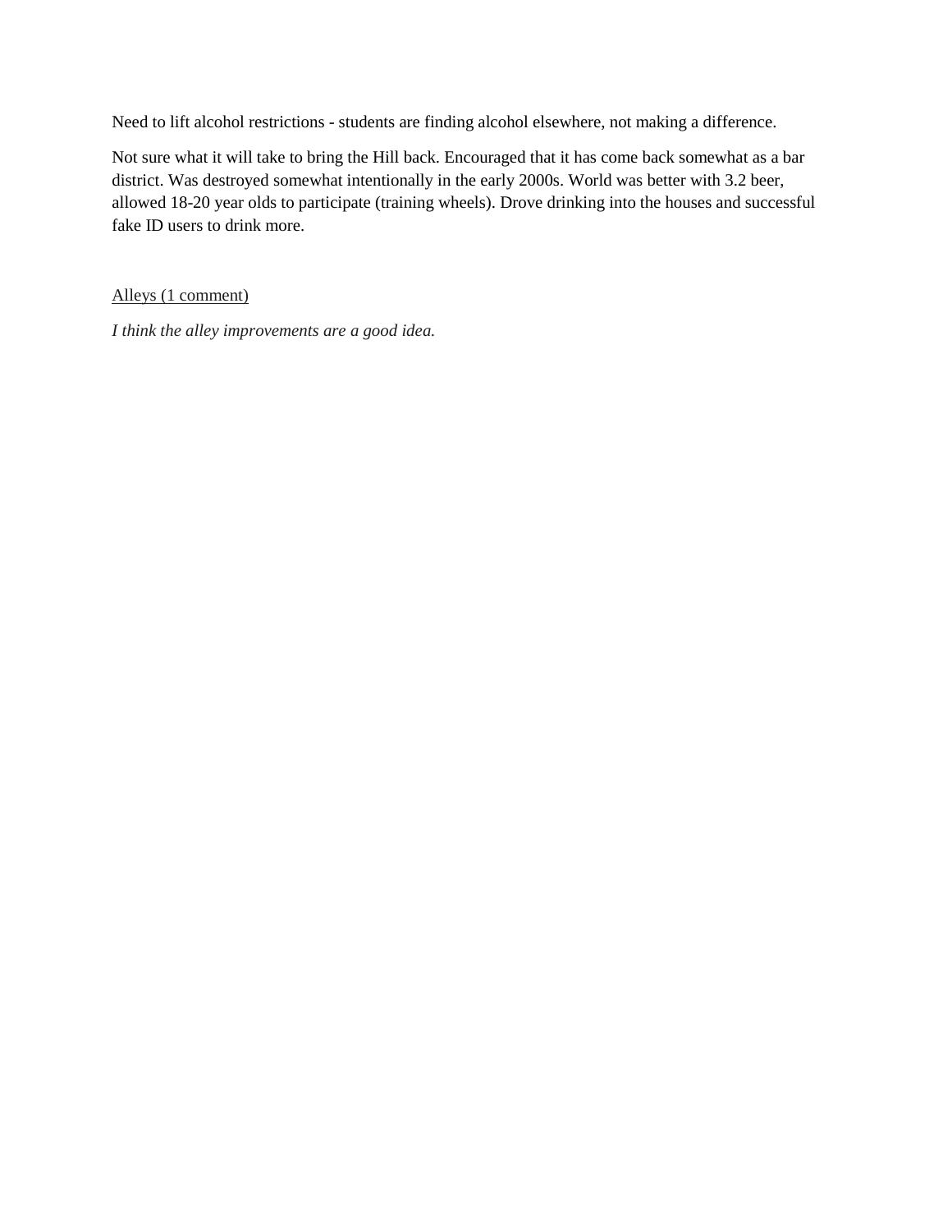Need to lift alcohol restrictions - students are finding alcohol elsewhere, not making a difference.

Not sure what it will take to bring the Hill back. Encouraged that it has come back somewhat as a bar district. Was destroyed somewhat intentionally in the early 2000s. World was better with 3.2 beer, allowed 18-20 year olds to participate (training wheels). Drove drinking into the houses and successful fake ID users to drink more.

<u>Alleys (1 comment)</u>

*I think the alley improvements are a good idea.*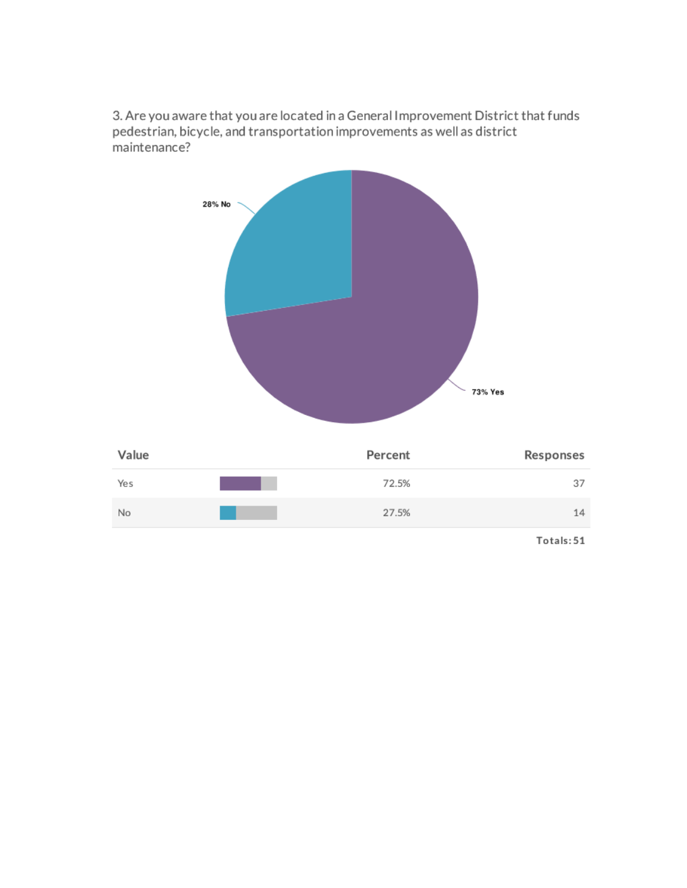3. Are you aware that you are located in a General Improvement District that funds pedestrian, bicycle, and transportation improvements as well as district maintenance?

28% No

73% Yes

| Value | Percent | Responses |
|---|---|---|
| Yes | 72.5% | 37 |
| No | 27.5% | 14 |
| | | Totals: 51 |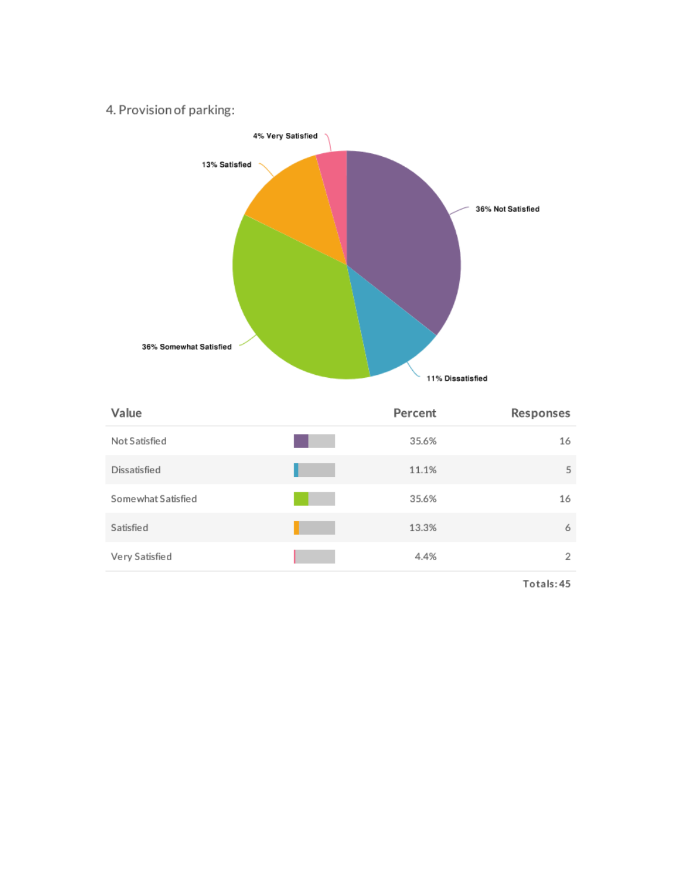4. Provision of parking:

| Value | Percent | Responses |
|---|---|---|
| Not Satisfied | 35.6% | 16 |
| Dissatisfied | 11.1% | 5 |
| Somewhat Satisfied | 35.6% | 16 |
| Satisfied | 13.3% | 6 |
| Very Satisfied | 4.4% | 2 |
| | | Totals: 45 |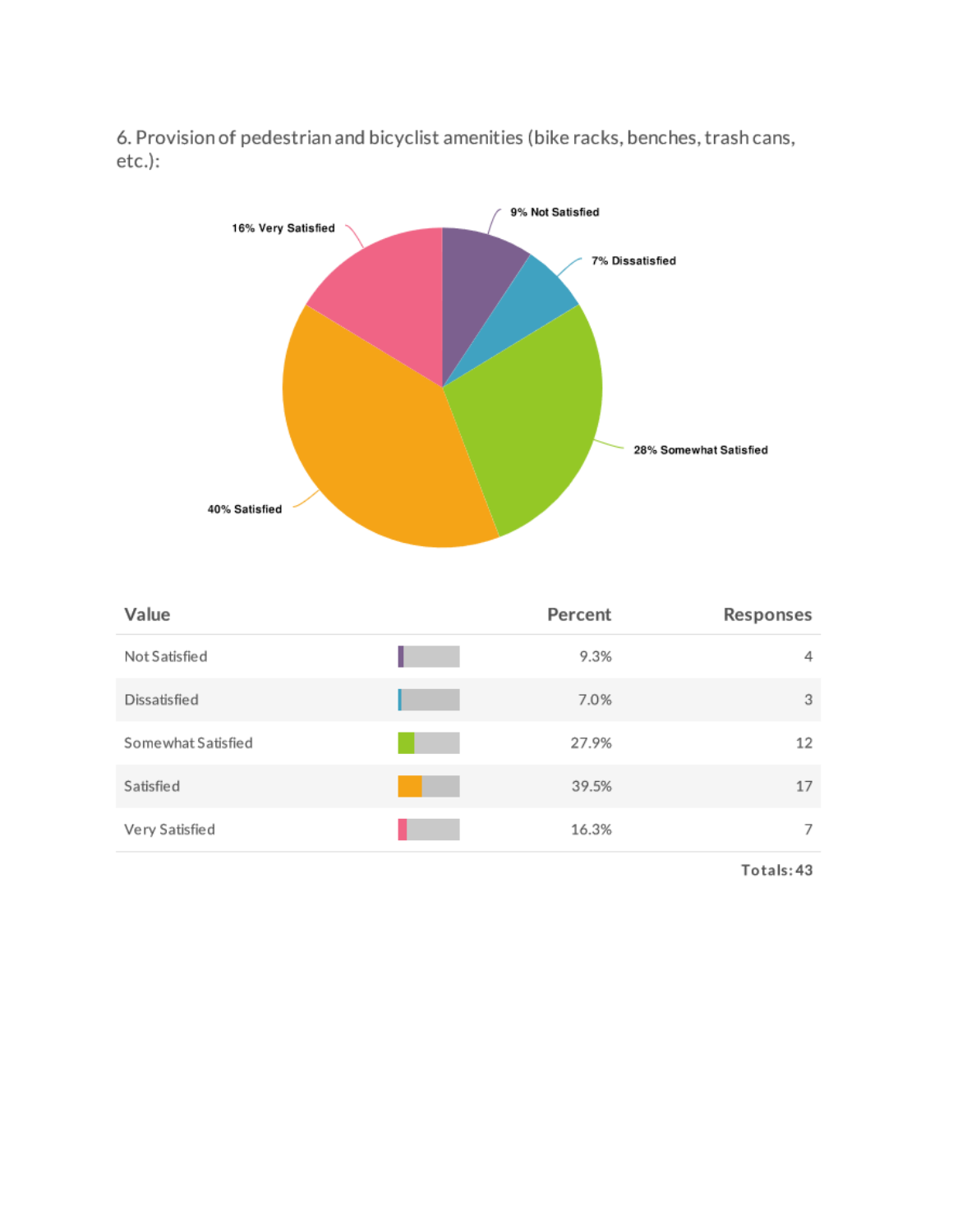6. Provision of pedestrian and bicyclist amenities (bike racks, benches, trash cans, etc.):

16% Very Satisfied

9% Not Satisfied

7% Dissatisfied

28% Somewhat Satisfied

40% Satisfied

| Value | Percent | Responses |
|---|---|---|
| Not Satisfied | 9.3% | 4 |
| Dissatisfied | 7.0% | 3 |
| Somewhat Satisfied | 27.9% | 12 |
| Satisfied | 39.5% | 17 |
| Very Satisfied | 16.3% | 7 |

Totals: 43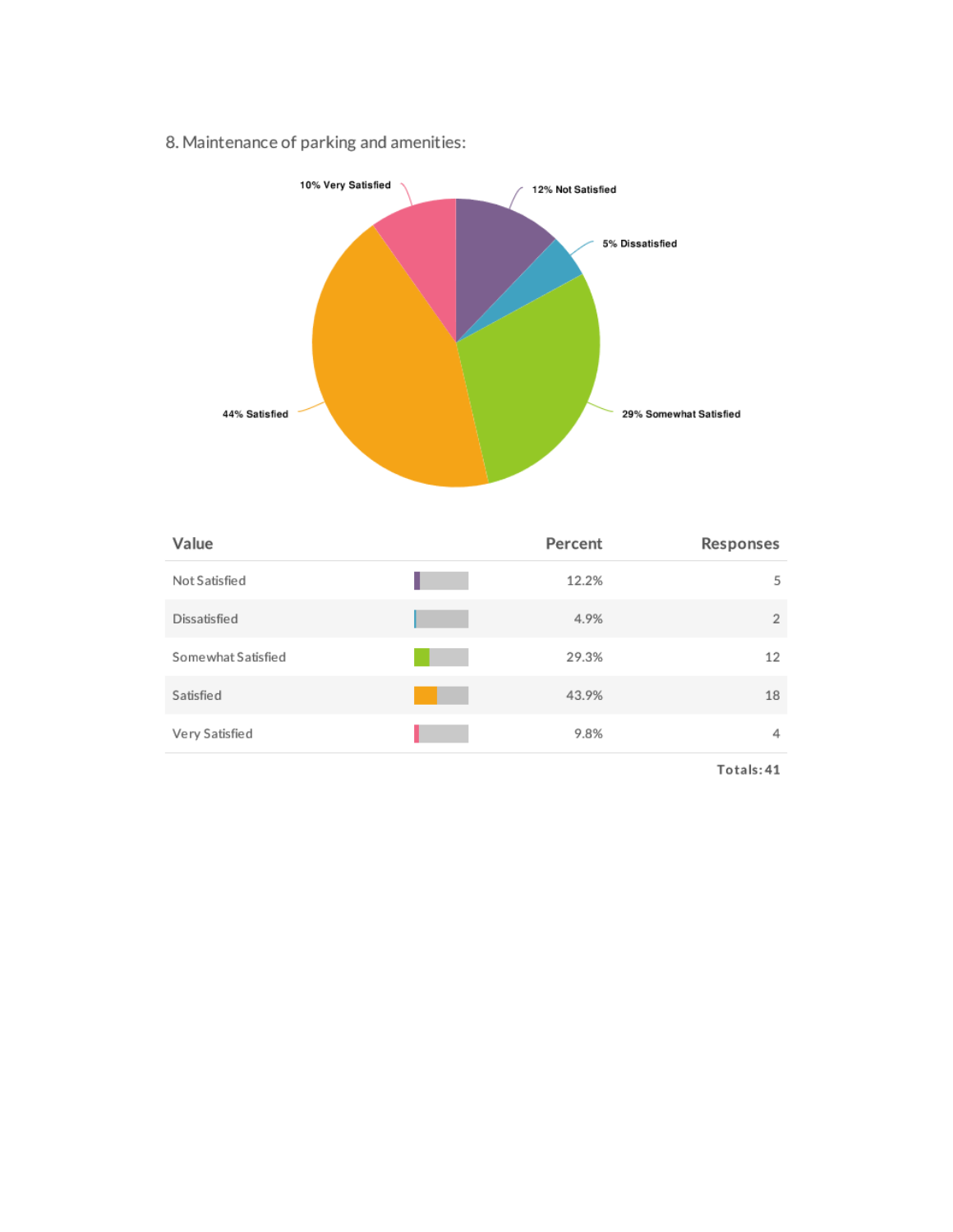8. Maintenance of parking and amenities:

| Value | Percent | Responses |
| --- | --- | --- |
| Not Satisfied | 12.2% | 5 |
| Dissatisfied | 4.9% | 2 |
| Somewhat Satisfied | 29.3% | 12 |
| Satisfied | 43.9% | 18 |
| Very Satisfied | 9.8% | 4 |

Totals: 41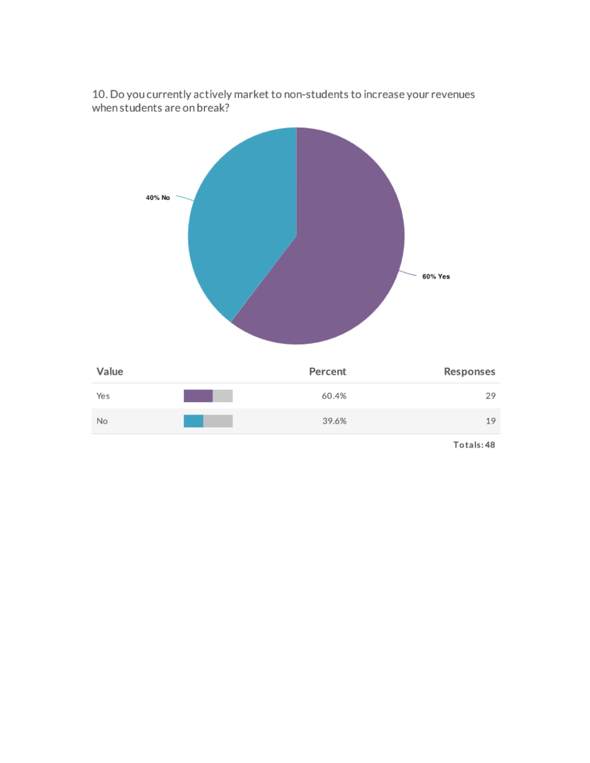10. Do you currently actively market to non-students to increase your revenues when students are on break?

40% No

60% Yes

| Value | Percent | Responses |
| --- | --- | --- |
| Yes | 60.4% | 29 |
| No | 39.6% | 19 |

Totals: 48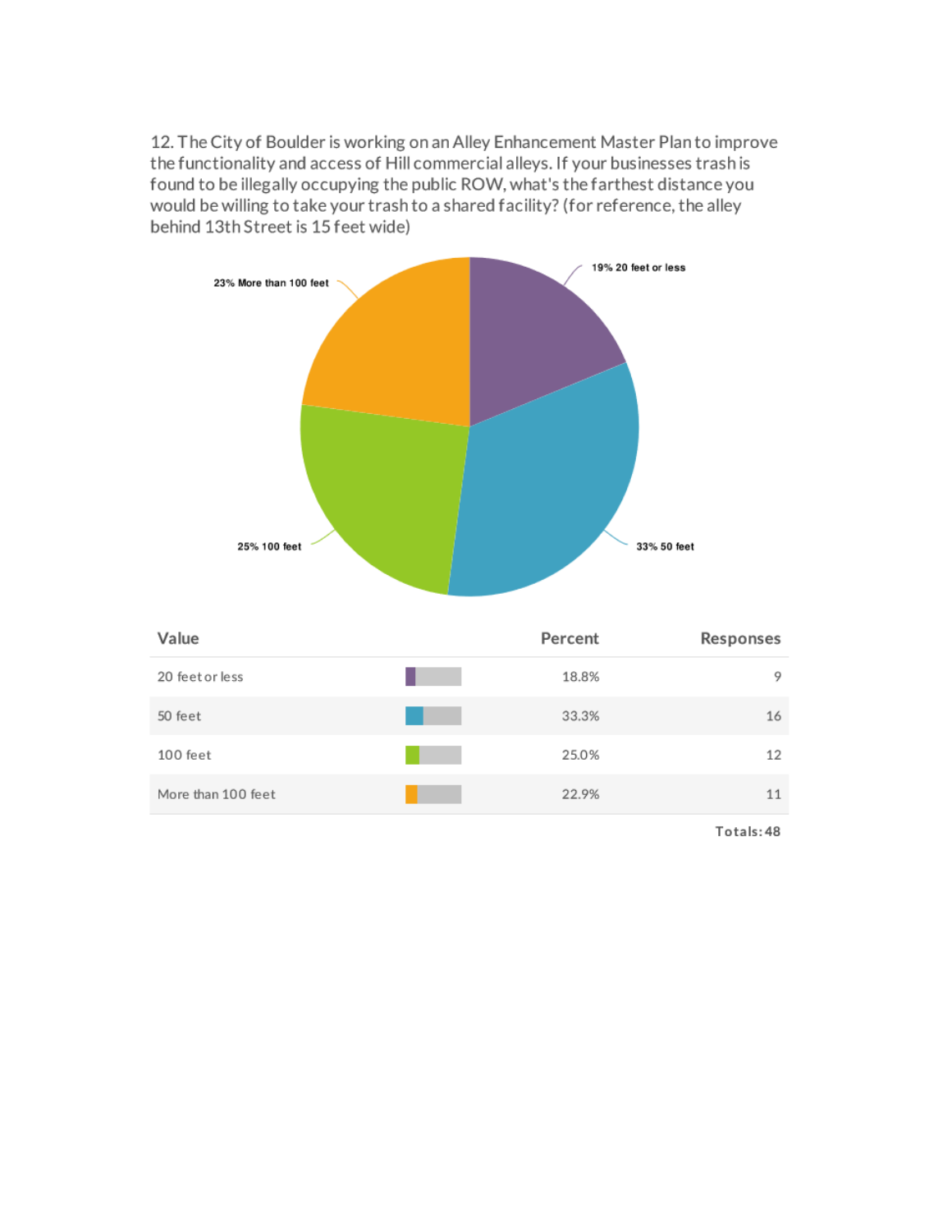12. The City of Boulder is working on an Alley Enhancement Master Plan to improve the functionality and access of Hill commercial alleys. If your businesses trash is found to be illegally occupying the public ROW, what's the farthest distance you would be willing to take your trash to a shared facility? (for reference, the alley behind 13th Street is 15 feet wide)

23% More than 100 feet

19% 20 feet or less

25% 100 feet

33% 50 feet

| Value | Percent | Responses |
|---|---|---|
| 20 feet or less | 18.8% | 9 |
| 50 feet | 33.3% | 16 |
| 100 feet | 25.0% | 12 |
| More than 100 feet | 22.9% | 11 |

Totals: 48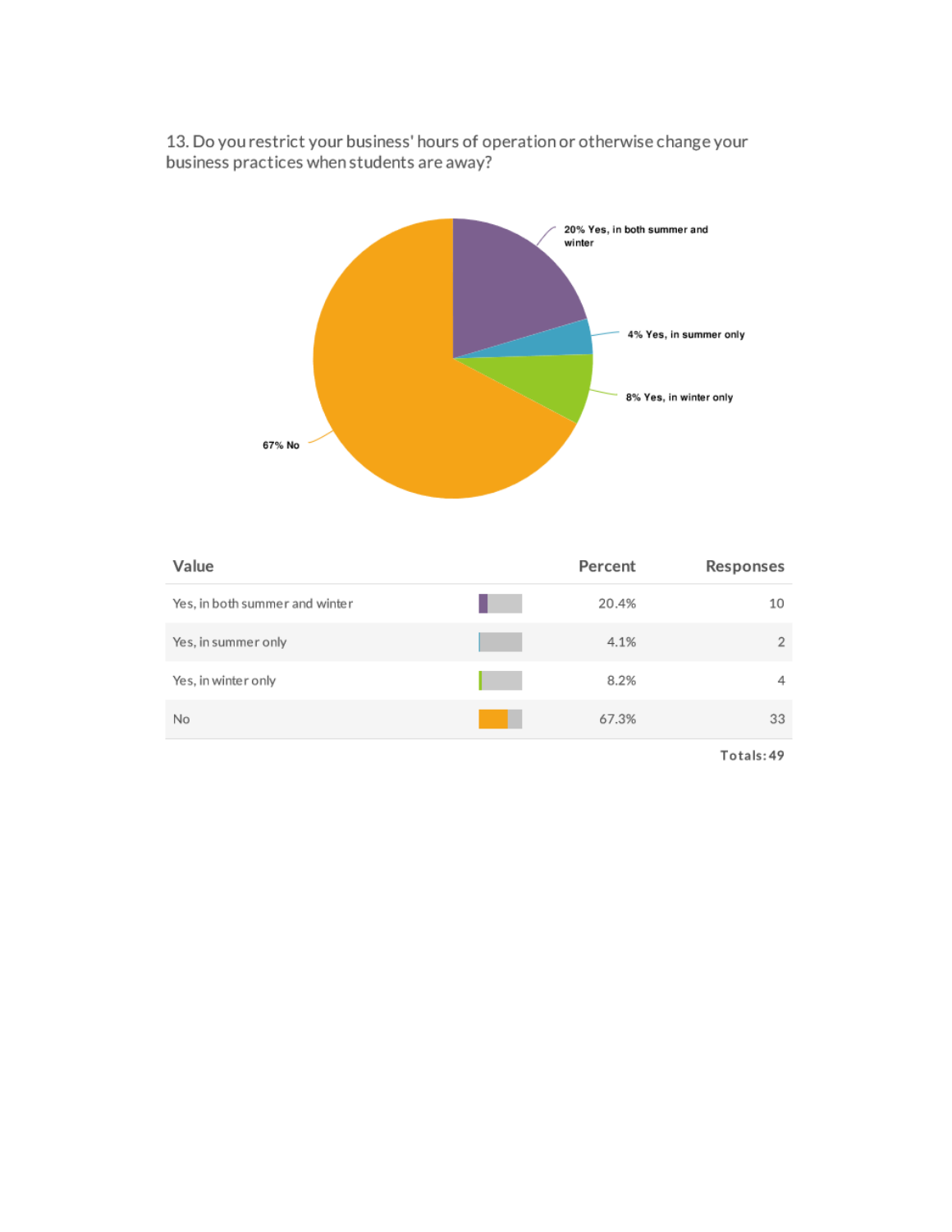13. Do you restrict your business' hours of operation or otherwise change your business practices when students are away?

20% Yes, in both summer and winter

4% Yes, in summer only

8% Yes, in winter only

67% No

| Value | Percent | Responses |
|---|---|---|
| Yes, in both summer and winter | 20.4% | 10 |
| Yes, in summer only | 4.1% | 2 |
| Yes, in winter only | 8.2% | 4 |
| No | 67.3% | 33 |
| | | Totals: 49 |